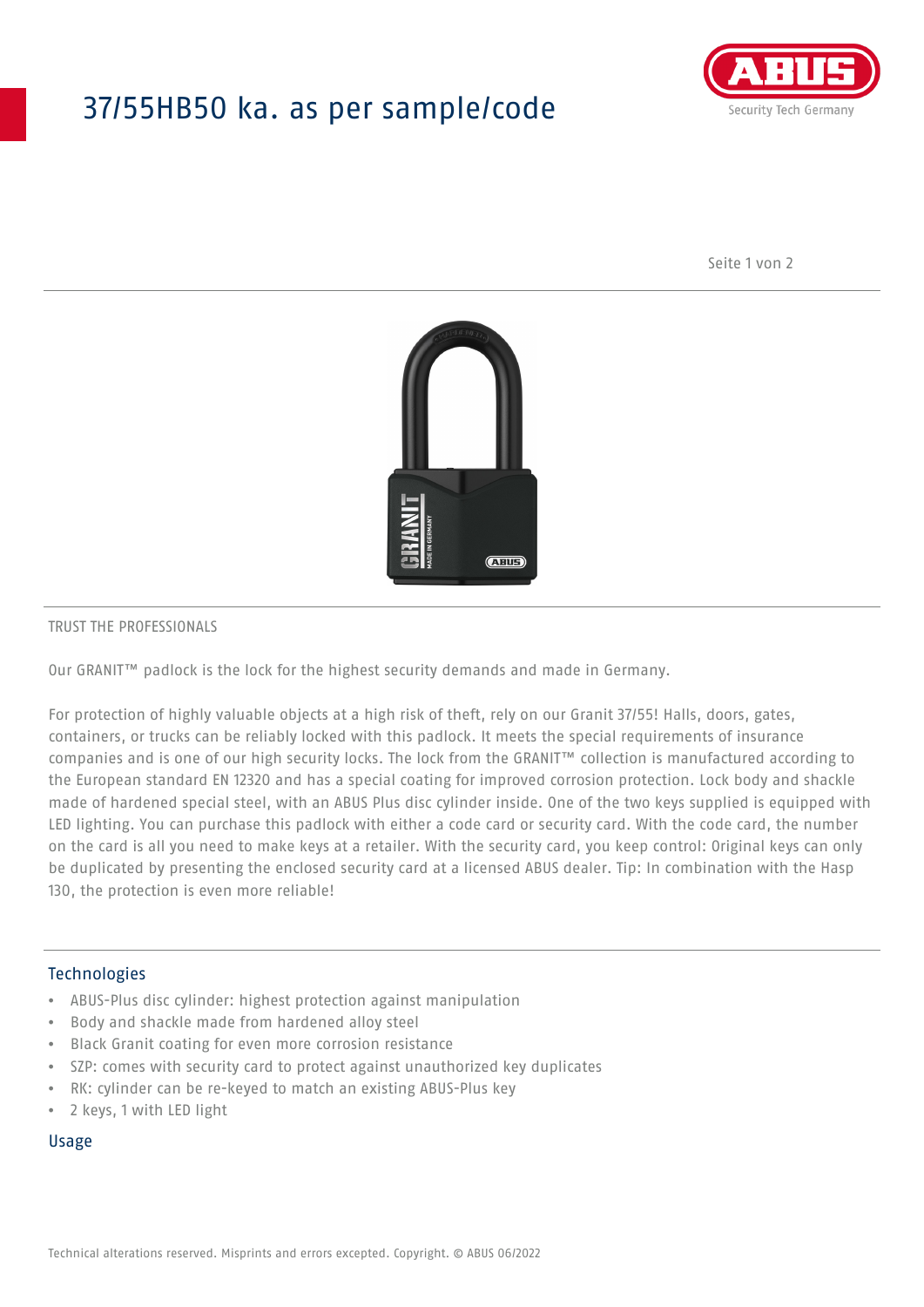# 37/55HB50 ka. as per sample/code

TRUST THE PROFESSIONALS

Our GRANIT™ padlock is the lock for the highest security demands and made in Germany.

For protection of highly valuable objects at a high risk of theft, rely on our Granit 37/55! Halls, doors, gates, containers, or trucks can be reliably locked with this padlock. It meets the special requirements of insurance companies and is one of our high security locks. The lock from the GRANIT™ collection is manufactured according to the European standard EN 12320 and has a special coating for improved corrosion protection. Lock body and shackle made of hardened special steel, with an ABUS Plus disc cylinder inside. One of the two keys supplied is equipped with LED lighting. You can purchase this padlock with either a code card or security card. With the code card, the number on the card is all you need to make keys at a retailer. With the security card, you keep control: Original keys can only be duplicated by presenting the enclosed security card at a licensed ABUS dealer. Tip: In combination with the Hasp 130, the protection is even more reliable!

## Technologies

- ABUS-Plus disc cylinder: highest protection against manipulation
- Body and shackle made from hardened alloy steel
- Black Granit coating for even more corrosion resistance
- SZP: comes with security card to protect against unauthorized key duplicates
- RK: cylinder can be re-keyed to match an existing ABUS-Plus key
- 2 keys, 1 with LED light

## Usage

Technical alterations reserved. Misprints and errors excepted. Copyright. © ABUS 06/2022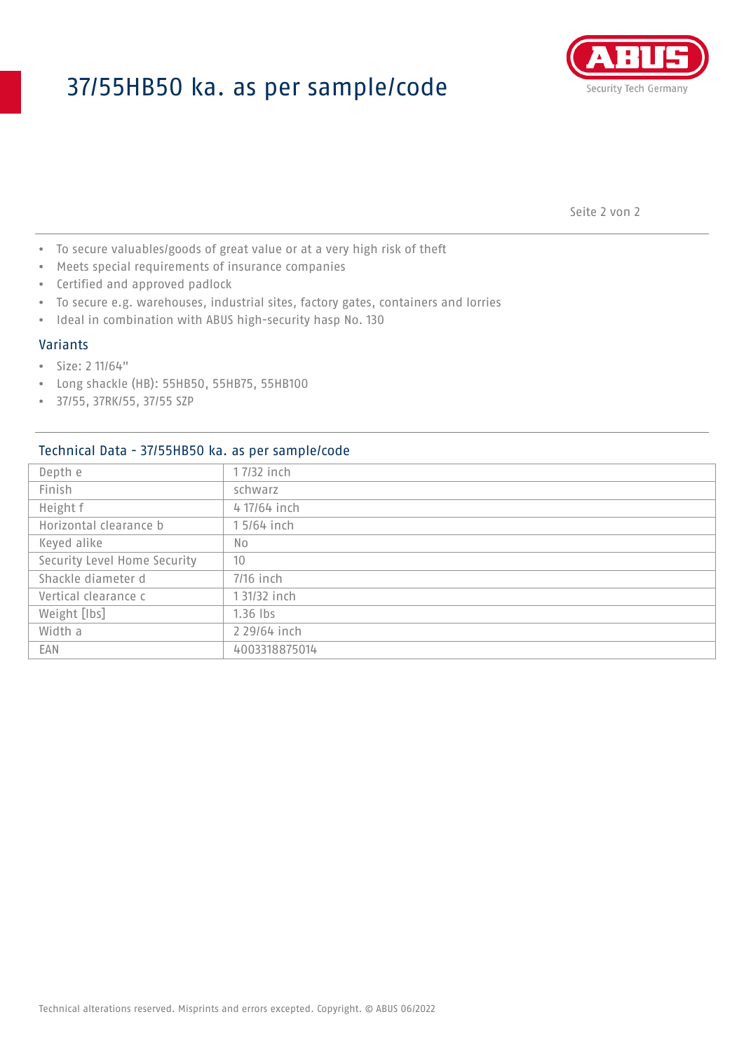# 37/55HB50 ka. as per sample/code

- To secure valuables/goods of great value or at a very high risk of theft
- Meets special requirements of insurance companies
- Certified and approved padlock
- To secure e.g. warehouses, industrial sites, factory gates, containers and lorries
- Ideal in combination with ABUS high-security hasp No. 130

## Variants

- Size: 2 11/64"
- Long shackle (HB): 55HB50, 55HB75, 55HB100
- 37/55, 37RK/55, 37/55 SZP

## Technical Data - 37/55HB50 ka. as per sample/code

| | |
|---|---|
| Depth e | 1 7/32 inch |
| Finish | schwarz |
| Height f | 4 17/64 inch |
| Horizontal clearance b | 1 5/64 inch |
| Keyed alike | No |
| Security Level Home Security | 10 |
| Shackle diameter d | 7/16 inch |
| Vertical clearance c | 1 31/32 inch |
| Weight [lbs] | 1.36 lbs |
| Width a | 2 29/64 inch |
| EAN | 4003318875014 |

Technical alterations reserved. Misprints and errors excepted. Copyright. © ABUS 06/2022